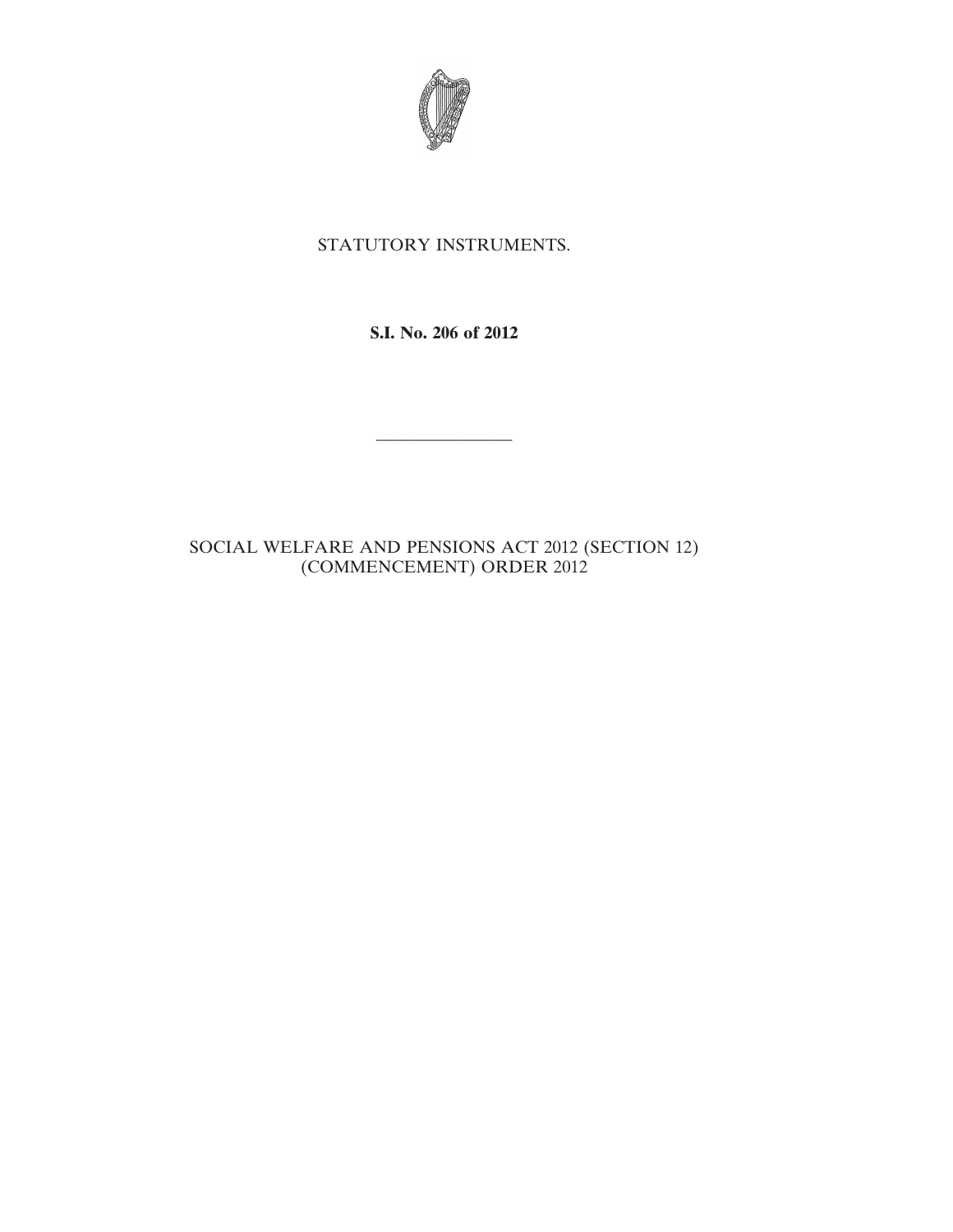STATUTORY INSTRUMENTS.

**S.I. No. 206 of 2012**

---

SOCIAL WELFARE AND PENSIONS ACT 2012 (SECTION 12) (COMMENCEMENT) ORDER 2012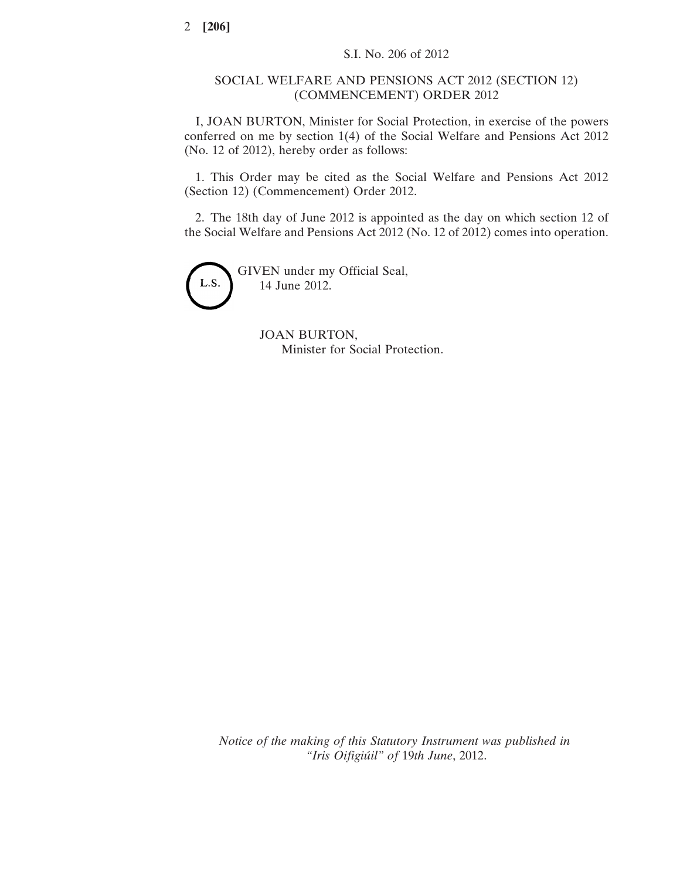S.I. No. 206 of 2012

## SOCIAL WELFARE AND PENSIONS ACT 2012 (SECTION 12) (COMMENCEMENT) ORDER 2012

I, JOAN BURTON, Minister for Social Protection, in exercise of the powers conferred on me by section 1(4) of the Social Welfare and Pensions Act 2012 (No. 12 of 2012), hereby order as follows:

1. This Order may be cited as the Social Welfare and Pensions Act 2012 (Section 12) (Commencement) Order 2012.

2. The 18th day of June 2012 is appointed as the day on which section 12 of the Social Welfare and Pensions Act 2012 (No. 12 of 2012) comes into operation.

L.S.

GIVEN under my Official Seal,
14 June 2012.

JOAN BURTON,
Minister for Social Protection.

*Notice of the making of this Statutory Instrument was published in "Iris Oifigiúil" of* 19*th June*, 2012.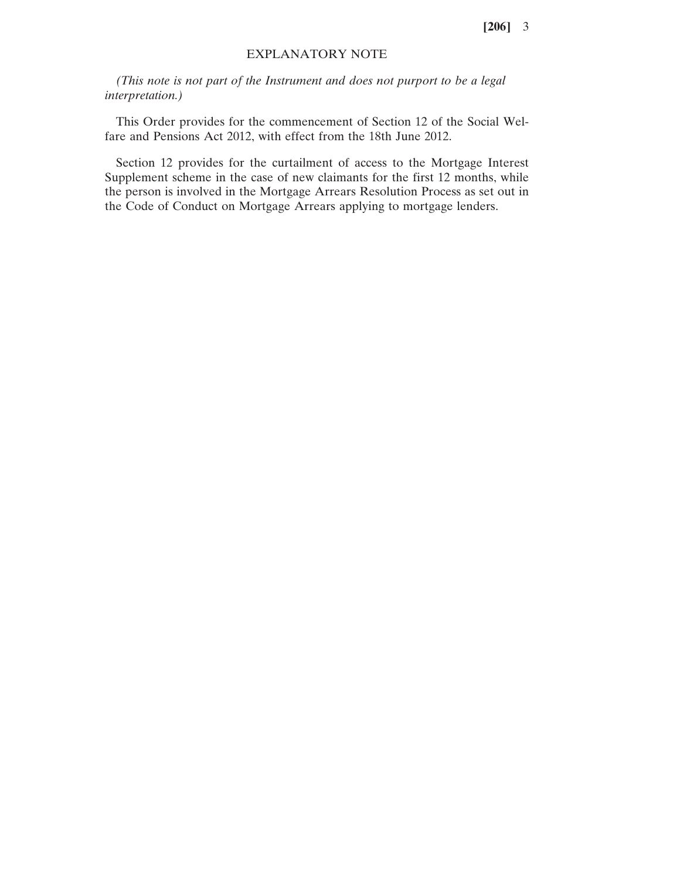## EXPLANATORY NOTE

*(This note is not part of the Instrument and does not purport to be a legal interpretation.)*

This Order provides for the commencement of Section 12 of the Social Welfare and Pensions Act 2012, with effect from the 18th June 2012.

Section 12 provides for the curtailment of access to the Mortgage Interest Supplement scheme in the case of new claimants for the first 12 months, while the person is involved in the Mortgage Arrears Resolution Process as set out in the Code of Conduct on Mortgage Arrears applying to mortgage lenders.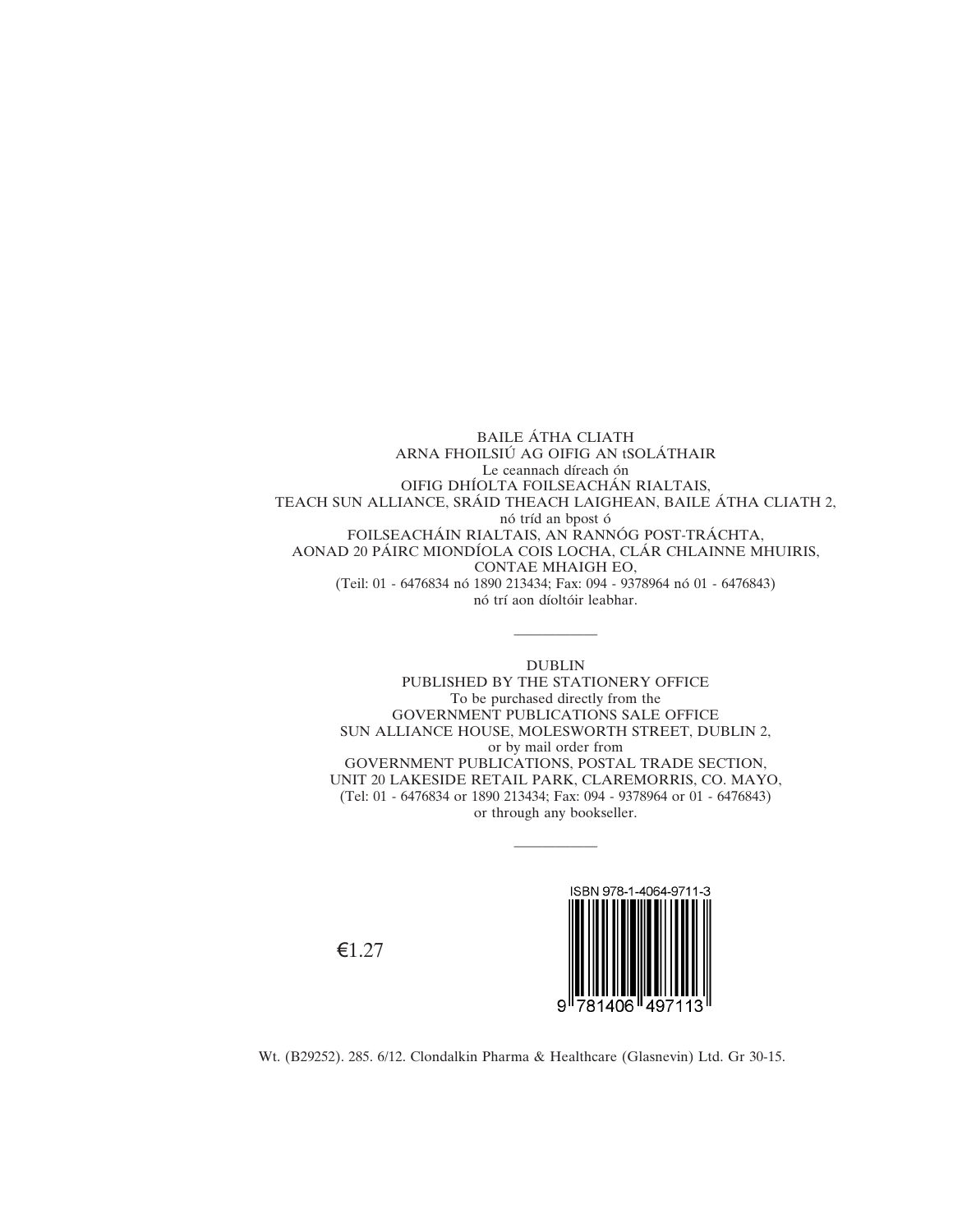BAILE ÁTHA CLIATH
ARNA FHOILSIÚ AG OIFIG AN tSOLÁTHAIR
Le ceannach díreach ón
OIFIG DHÍOLTA FOILSEACHÁN RIALTAIS,
TEACH SUN ALLIANCE, SRÁID THEACH LAIGHEAN, BAILE ÁTHA CLIATH 2,
nó tríd an bpost ó
FOILSEACHÁIN RIALTAIS, AN RANNÓG POST-TRÁCHTA,
AONAD 20 PÁIRC MIONDÍOLA COIS LOCHA, CLÁR CHLAINNE MHUIRIS,
CONTAE MHAIGH EO,
(Teil: 01 - 6476834 nó 1890 213434; Fax: 094 - 9378964 nó 01 - 6476843)
nó trí aon díoltóir leabhar.

---

DUBLIN
PUBLISHED BY THE STATIONERY OFFICE
To be purchased directly from the
GOVERNMENT PUBLICATIONS SALE OFFICE
SUN ALLIANCE HOUSE, MOLESWORTH STREET, DUBLIN 2,
or by mail order from
GOVERNMENT PUBLICATIONS, POSTAL TRADE SECTION,
UNIT 20 LAKESIDE RETAIL PARK, CLAREMORRIS, CO. MAYO,
(Tel: 01 - 6476834 or 1890 213434; Fax: 094 - 9378964 or 01 - 6476843)
or through any bookseller.

---

€1.27

ISBN 978-1-4064-9711-3

9 781406 497113

Wt. (B29252). 285. 6/12. Clondalkin Pharma & Healthcare (Glasnevin) Ltd. Gr 30-15.